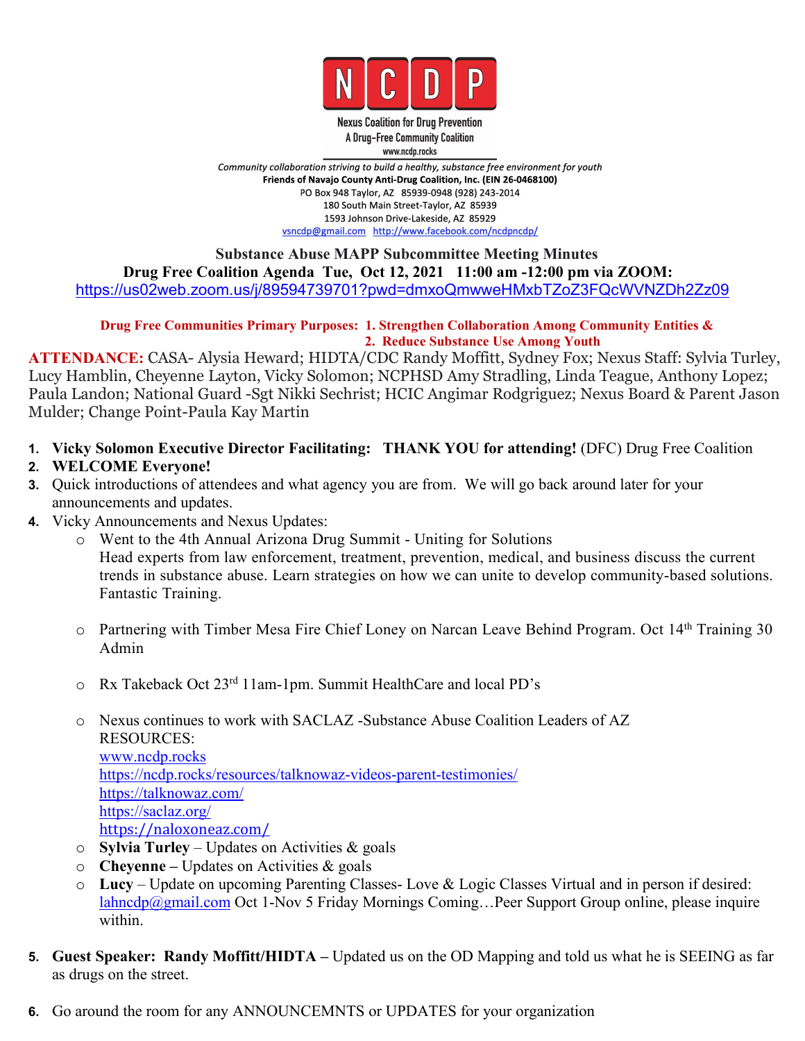**NCDP**

Nexus Coalition for Drug Prevention
A Drug-Free Community Coalition
www.ncdp.rocks

*Community collaboration striving to build a healthy, substance free environment for youth*
**Friends of Navajo County Anti-Drug Coalition, Inc. (EIN 26-0468100)**
PO Box 948 Taylor, AZ 85939-0948 (928) 243-2014
180 South Main Street-Taylor, AZ 85939
1593 Johnson Drive-Lakeside, AZ 85929
vsncdp@gmail.com http://www.facebook.com/ncdpncdp/

**Substance Abuse MAPP Subcommittee Meeting Minutes**
**Drug Free Coalition Agenda Tue, Oct 12, 2021 11:00 am -12:00 pm via ZOOM:**
https://us02web.zoom.us/j/89594739701?pwd=dmxoQmwweHMxbTZoZ3FQcWVNZDh2Zz09

**Drug Free Communities Primary Purposes: 1. Strengthen Collaboration Among Community Entities &**
**2. Reduce Substance Use Among Youth**

**ATTENDANCE:** CASA- Alysia Heward; HIDTA/CDC Randy Moffitt, Sydney Fox; Nexus Staff: Sylvia Turley, Lucy Hamblin, Cheyenne Layton, Vicky Solomon; NCPHSD Amy Stradling, Linda Teague, Anthony Lopez; Paula Landon; National Guard -Sgt Nikki Sechrist; HCIC Angimar Rodgriguez; Nexus Board & Parent Jason Mulder; Change Point-Paula Kay Martin

1. **Vicky Solomon Executive Director Facilitating: THANK YOU for attending!** (DFC) Drug Free Coalition
2. **WELCOME Everyone!**
3. Quick introductions of attendees and what agency you are from. We will go back around later for your announcements and updates.
4. Vicky Announcements and Nexus Updates:
   - Went to the 4th Annual Arizona Drug Summit - Uniting for Solutions
     Head experts from law enforcement, treatment, prevention, medical, and business discuss the current trends in substance abuse. Learn strategies on how we can unite to develop community-based solutions. Fantastic Training.
   - Partnering with Timber Mesa Fire Chief Loney on Narcan Leave Behind Program. Oct 14th Training 30 Admin
   - Rx Takeback Oct 23rd 11am-1pm. Summit HealthCare and local PD's
   - Nexus continues to work with SACLAZ -Substance Abuse Coalition Leaders of AZ
     RESOURCES:
     www.ncdp.rocks
     https://ncdp.rocks/resources/talknowaz-videos-parent-testimonies/
     https://talknowaz.com/
     https://saclaz.org/
     https://naloxoneaz.com/
   - **Sylvia Turley** – Updates on Activities & goals
   - **Cheyenne** – Updates on Activities & goals
   - **Lucy** – Update on upcoming Parenting Classes- Love & Logic Classes Virtual and in person if desired: lahncdp@gmail.com Oct 1-Nov 5 Friday Mornings Coming…Peer Support Group online, please inquire within.
5. **Guest Speaker: Randy Moffitt/HIDTA –** Updated us on the OD Mapping and told us what he is SEEING as far as drugs on the street.
6. Go around the room for any ANNOUNCEMNTS or UPDATES for your organization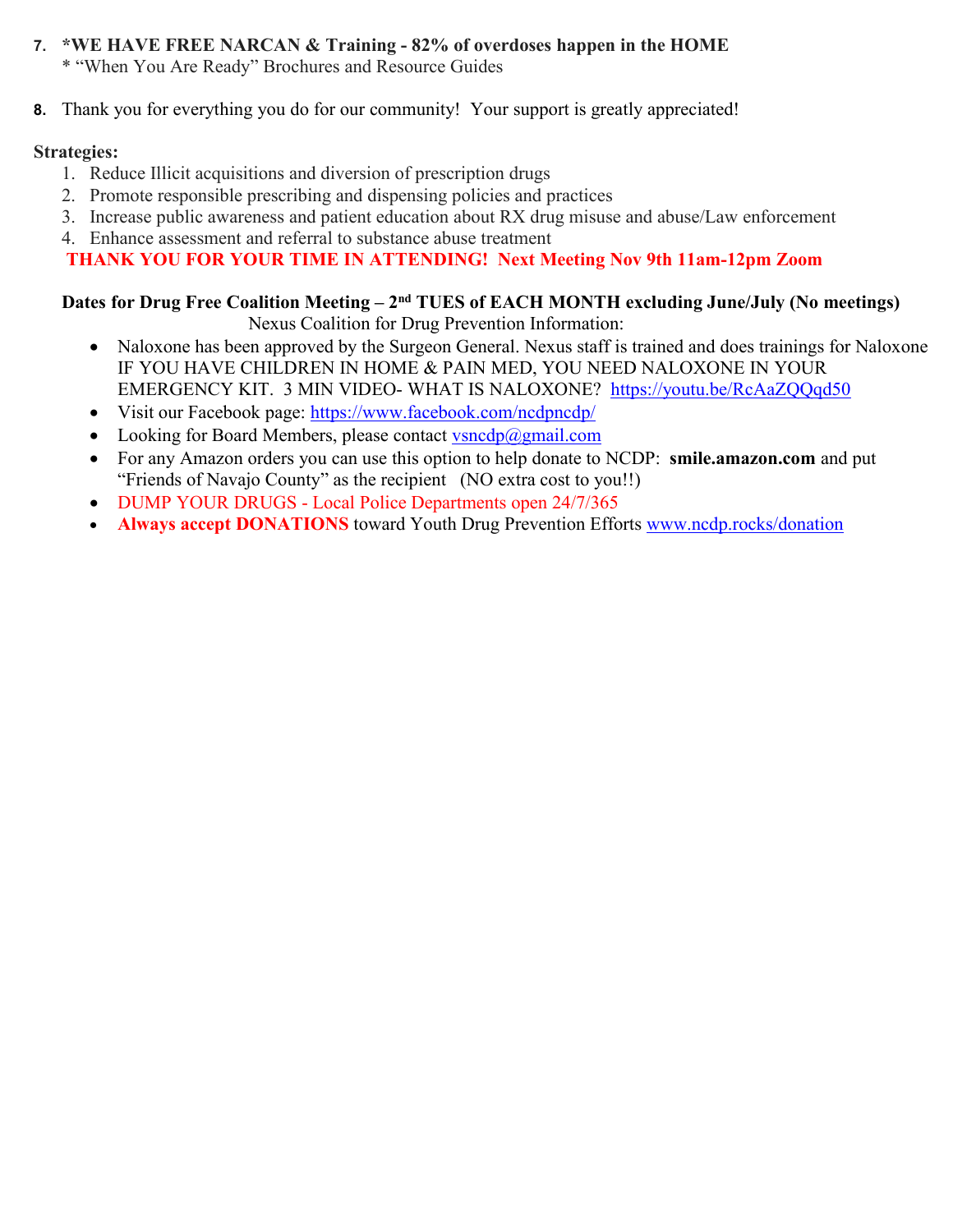7. **\*WE HAVE FREE NARCAN & Training - 82% of overdoses happen in the HOME**
   * "When You Are Ready" Brochures and Resource Guides

8. Thank you for everything you do for our community! Your support is greatly appreciated!

**Strategies:**

1. Reduce Illicit acquisitions and diversion of prescription drugs
2. Promote responsible prescribing and dispensing policies and practices
3. Increase public awareness and patient education about RX drug misuse and abuse/Law enforcement
4. Enhance assessment and referral to substance abuse treatment

**THANK YOU FOR YOUR TIME IN ATTENDING! Next Meeting Nov 9th 11am-12pm Zoom**

**Dates for Drug Free Coalition Meeting – 2nd TUES of EACH MONTH excluding June/July (No meetings)**

Nexus Coalition for Drug Prevention Information:

- Naloxone has been approved by the Surgeon General. Nexus staff is trained and does trainings for Naloxone IF YOU HAVE CHILDREN IN HOME & PAIN MED, YOU NEED NALOXONE IN YOUR EMERGENCY KIT. 3 MIN VIDEO- WHAT IS NALOXONE? https://youtu.be/RcAaZQQqd50
- Visit our Facebook page: https://www.facebook.com/ncdpncdp/
- Looking for Board Members, please contact vsncdp@gmail.com
- For any Amazon orders you can use this option to help donate to NCDP: **smile.amazon.com** and put "Friends of Navajo County" as the recipient (NO extra cost to you!!)
- DUMP YOUR DRUGS - Local Police Departments open 24/7/365
- **Always accept DONATIONS** toward Youth Drug Prevention Efforts www.ncdp.rocks/donation